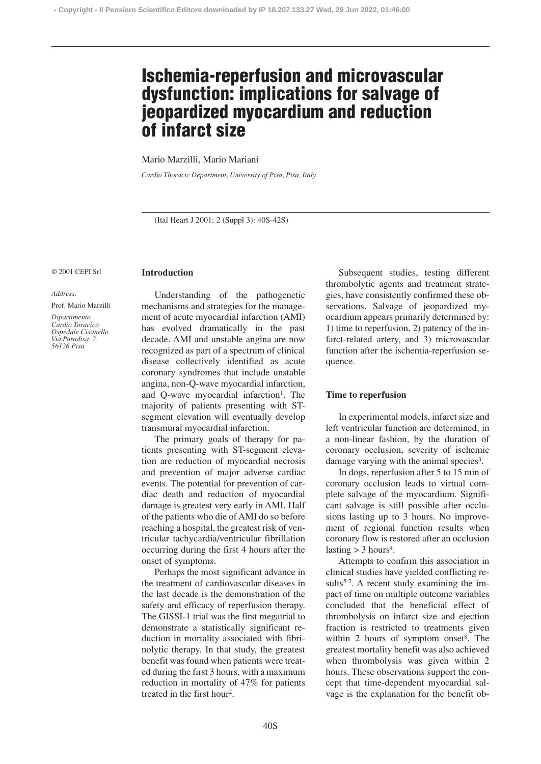# Ischemia-reperfusion and microvascular dysfunction: implications for salvage of jeopardized myocardium and reduction of infarct size

Mario Marzilli, Mario Mariani

*Cardio Thoracic Department, University of Pisa, Pisa, Italy*

(Ital Heart J 2001; 2 (Suppl 3): 40S-42S)

© 2001 CEPI Srl

*Address:*

Prof. Mario Marzilli

*Dipartimento Cardio Toracico Ospedale Cisanello Via Paradisa, 2 56126 Pisa*

## Introduction

Understanding of the pathogenetic mechanisms and strategies for the management of acute myocardial infarction (AMI) has evolved dramatically in the past decade. AMI and unstable angina are now recognized as part of a spectrum of clinical disease collectively identified as acute coronary syndromes that include unstable angina, non-Q-wave myocardial infarction, and Q-wave myocardial infarction[1]. The majority of patients presenting with ST-segment elevation will eventually develop transmural myocardial infarction.

The primary goals of therapy for patients presenting with ST-segment elevation are reduction of myocardial necrosis and prevention of major adverse cardiac events. The potential for prevention of cardiac death and reduction of myocardial damage is greatest very early in AMI. Half of the patients who die of AMI do so before reaching a hospital, the greatest risk of ventricular tachycardia/ventricular fibrillation occurring during the first 4 hours after the onset of symptoms.

Perhaps the most significant advance in the treatment of cardiovascular diseases in the last decade is the demonstration of the safety and efficacy of reperfusion therapy. The GISSI-1 trial was the first megatrial to demonstrate a statistically significant reduction in mortality associated with fibrinolytic therapy. In that study, the greatest benefit was found when patients were treated during the first 3 hours, with a maximum reduction in mortality of 47% for patients treated in the first hour[2].

Subsequent studies, testing different thrombolytic agents and treatment strategies, have consistently confirmed these observations. Salvage of jeopardized myocardium appears primarily determined by: 1) time to reperfusion, 2) patency of the infarct-related artery, and 3) microvascular function after the ischemia-reperfusion sequence.

## Time to reperfusion

In experimental models, infarct size and left ventricular function are determined, in a non-linear fashion, by the duration of coronary occlusion, severity of ischemic damage varying with the animal species[3].

In dogs, reperfusion after 5 to 15 min of coronary occlusion leads to virtual complete salvage of the myocardium. Significant salvage is still possible after occlusions lasting up to 3 hours. No improvement of regional function results when coronary flow is restored after an occlusion lasting > 3 hours[4].

Attempts to confirm this association in clinical studies have yielded conflicting results[5-7]. A recent study examining the impact of time on multiple outcome variables concluded that the beneficial effect of thrombolysis on infarct size and ejection fraction is restricted to treatments given within 2 hours of symptom onset[8]. The greatest mortality benefit was also achieved when thrombolysis was given within 2 hours. These observations support the concept that time-dependent myocardial salvage is the explanation for the benefit ob-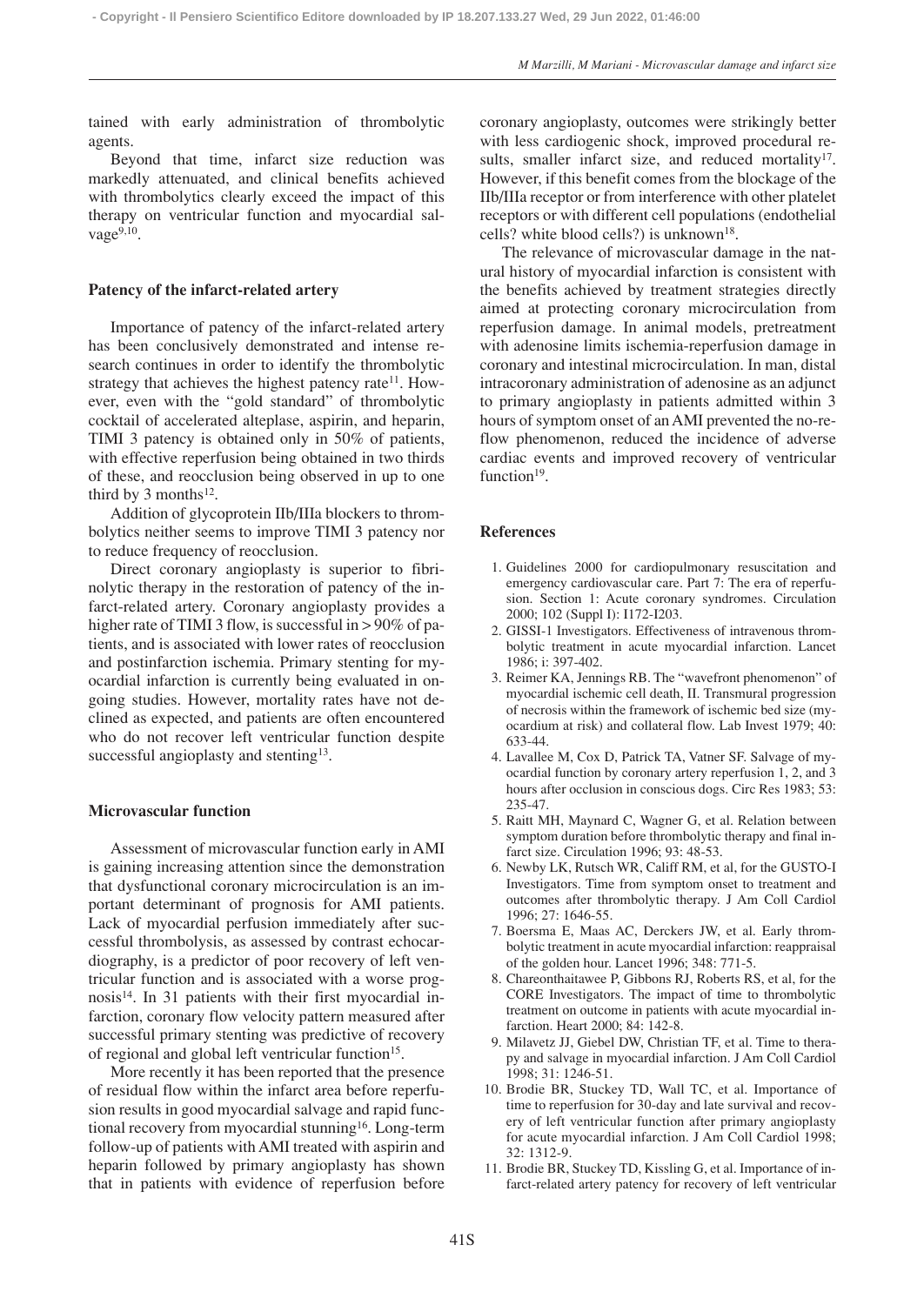tained with early administration of thrombolytic agents.

Beyond that time, infarct size reduction was markedly attenuated, and clinical benefits achieved with thrombolytics clearly exceed the impact of this therapy on ventricular function and myocardial salvage[9,10].

### Patency of the infarct-related artery

Importance of patency of the infarct-related artery has been conclusively demonstrated and intense research continues in order to identify the thrombolytic strategy that achieves the highest patency rate[11]. However, even with the "gold standard" of thrombolytic cocktail of accelerated alteplase, aspirin, and heparin, TIMI 3 patency is obtained only in 50% of patients, with effective reperfusion being obtained in two thirds of these, and reocclusion being observed in up to one third by 3 months[12].

Addition of glycoprotein IIb/IIIa blockers to thrombolytics neither seems to improve TIMI 3 patency nor to reduce frequency of reocclusion.

Direct coronary angioplasty is superior to fibrinolytic therapy in the restoration of patency of the infarct-related artery. Coronary angioplasty provides a higher rate of TIMI 3 flow, is successful in > 90% of patients, and is associated with lower rates of reocclusion and postinfarction ischemia. Primary stenting for myocardial infarction is currently being evaluated in ongoing studies. However, mortality rates have not declined as expected, and patients are often encountered who do not recover left ventricular function despite successful angioplasty and stenting[13].

### Microvascular function

Assessment of microvascular function early in AMI is gaining increasing attention since the demonstration that dysfunctional coronary microcirculation is an important determinant of prognosis for AMI patients. Lack of myocardial perfusion immediately after successful thrombolysis, as assessed by contrast echocardiography, is a predictor of poor recovery of left ventricular function and is associated with a worse prognosis[14]. In 31 patients with their first myocardial infarction, coronary flow velocity pattern measured after successful primary stenting was predictive of recovery of regional and global left ventricular function[15].

More recently it has been reported that the presence of residual flow within the infarct area before reperfusion results in good myocardial salvage and rapid functional recovery from myocardial stunning[16]. Long-term follow-up of patients with AMI treated with aspirin and heparin followed by primary angioplasty has shown that in patients with evidence of reperfusion before coronary angioplasty, outcomes were strikingly better with less cardiogenic shock, improved procedural results, smaller infarct size, and reduced mortality[17]. However, if this benefit comes from the blockage of the IIb/IIIa receptor or from interference with other platelet receptors or with different cell populations (endothelial cells? white blood cells?) is unknown[18].

The relevance of microvascular damage in the natural history of myocardial infarction is consistent with the benefits achieved by treatment strategies directly aimed at protecting coronary microcirculation from reperfusion damage. In animal models, pretreatment with adenosine limits ischemia-reperfusion damage in coronary and intestinal microcirculation. In man, distal intracoronary administration of adenosine as an adjunct to primary angioplasty in patients admitted within 3 hours of symptom onset of an AMI prevented the no-reflow phenomenon, reduced the incidence of adverse cardiac events and improved recovery of ventricular function[19].

### References

1. Guidelines 2000 for cardiopulmonary resuscitation and emergency cardiovascular care. Part 7: The era of reperfusion. Section 1: Acute coronary syndromes. Circulation 2000; 102 (Suppl I): I172-I203.
2. GISSI-1 Investigators. Effectiveness of intravenous thrombolytic treatment in acute myocardial infarction. Lancet 1986; i: 397-402.
3. Reimer KA, Jennings RB. The "wavefront phenomenon" of myocardial ischemic cell death, II. Transmural progression of necrosis within the framework of ischemic bed size (myocardium at risk) and collateral flow. Lab Invest 1979; 40: 633-44.
4. Lavallee M, Cox D, Patrick TA, Vatner SF. Salvage of myocardial function by coronary artery reperfusion 1, 2, and 3 hours after occlusion in conscious dogs. Circ Res 1983; 53: 235-47.
5. Raitt MH, Maynard C, Wagner G, et al. Relation between symptom duration before thrombolytic therapy and final infarct size. Circulation 1996; 93: 48-53.
6. Newby LK, Rutsch WR, Califf RM, et al, for the GUSTO-I Investigators. Time from symptom onset to treatment and outcomes after thrombolytic therapy. J Am Coll Cardiol 1996; 27: 1646-55.
7. Boersma E, Maas AC, Derckers JW, et al. Early thrombolytic treatment in acute myocardial infarction: reappraisal of the golden hour. Lancet 1996; 348: 771-5.
8. Chareonthaitawee P, Gibbons RJ, Roberts RS, et al, for the CORE Investigators. The impact of time to thrombolytic treatment on outcome in patients with acute myocardial infarction. Heart 2000; 84: 142-8.
9. Milavetz JJ, Giebel DW, Christian TF, et al. Time to therapy and salvage in myocardial infarction. J Am Coll Cardiol 1998; 31: 1246-51.
10. Brodie BR, Stuckey TD, Wall TC, et al. Importance of time to reperfusion for 30-day and late survival and recovery of left ventricular function after primary angioplasty for acute myocardial infarction. J Am Coll Cardiol 1998; 32: 1312-9.
11. Brodie BR, Stuckey TD, Kissling G, et al. Importance of infarct-related artery patency for recovery of left ventricular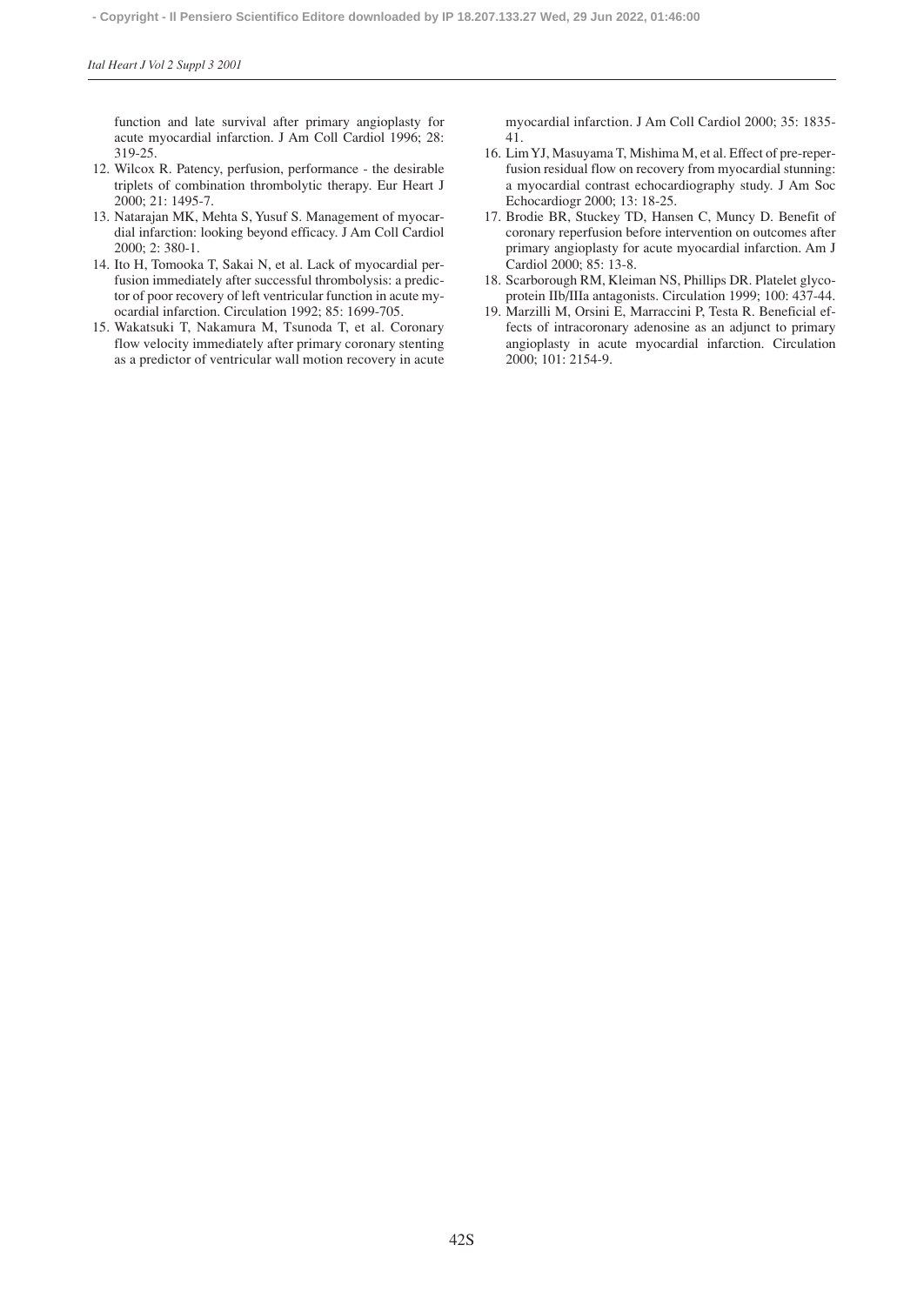function and late survival after primary angioplasty for acute myocardial infarction. J Am Coll Cardiol 1996; 28: 319-25.

12. Wilcox R. Patency, perfusion, performance - the desirable triplets of combination thrombolytic therapy. Eur Heart J 2000; 21: 1495-7.
13. Natarajan MK, Mehta S, Yusuf S. Management of myocardial infarction: looking beyond efficacy. J Am Coll Cardiol 2000; 2: 380-1.
14. Ito H, Tomooka T, Sakai N, et al. Lack of myocardial perfusion immediately after successful thrombolysis: a predictor of poor recovery of left ventricular function in acute myocardial infarction. Circulation 1992; 85: 1699-705.
15. Wakatsuki T, Nakamura M, Tsunoda T, et al. Coronary flow velocity immediately after primary coronary stenting as a predictor of ventricular wall motion recovery in acute myocardial infarction. J Am Coll Cardiol 2000; 35: 1835-41.
16. Lim YJ, Masuyama T, Mishima M, et al. Effect of pre-reperfusion residual flow on recovery from myocardial stunning: a myocardial contrast echocardiography study. J Am Soc Echocardiogr 2000; 13: 18-25.
17. Brodie BR, Stuckey TD, Hansen C, Muncy D. Benefit of coronary reperfusion before intervention on outcomes after primary angioplasty for acute myocardial infarction. Am J Cardiol 2000; 85: 13-8.
18. Scarborough RM, Kleiman NS, Phillips DR. Platelet glycoprotein IIb/IIIa antagonists. Circulation 1999; 100: 437-44.
19. Marzilli M, Orsini E, Marraccini P, Testa R. Beneficial effects of intracoronary adenosine as an adjunct to primary angioplasty in acute myocardial infarction. Circulation 2000; 101: 2154-9.